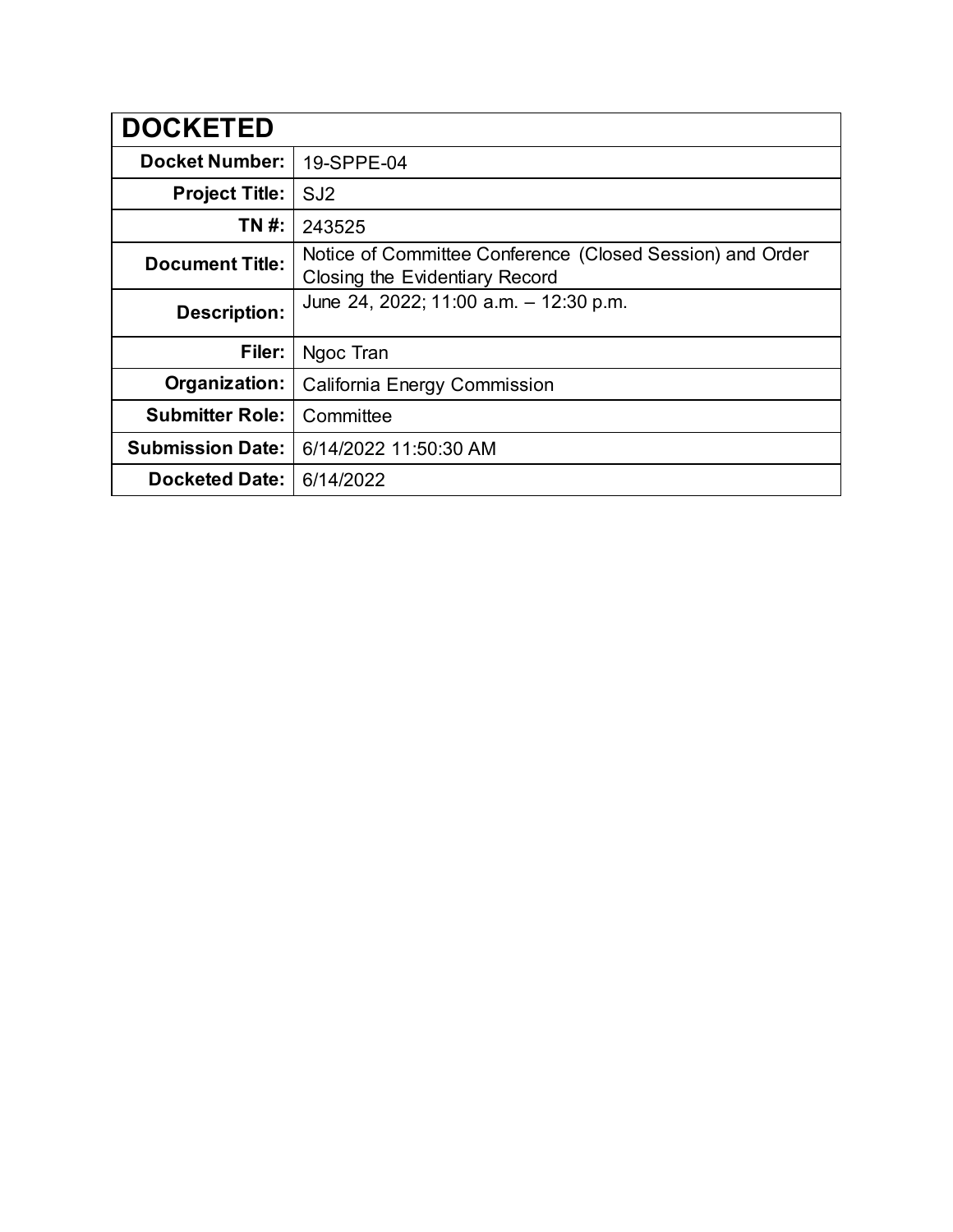| DOCKETED | |
|---|---|
| **Docket Number:** | 19-SPPE-04 |
| **Project Title:** | SJ2 |
| **TN #:** | 243525 |
| **Document Title:** | Notice of Committee Conference (Closed Session) and Order Closing the Evidentiary Record |
| **Description:** | June 24, 2022; 11:00 a.m. – 12:30 p.m. |
| **Filer:** | Ngoc Tran |
| **Organization:** | California Energy Commission |
| **Submitter Role:** | Committee |
| **Submission Date:** | 6/14/2022 11:50:30 AM |
| **Docketed Date:** | 6/14/2022 |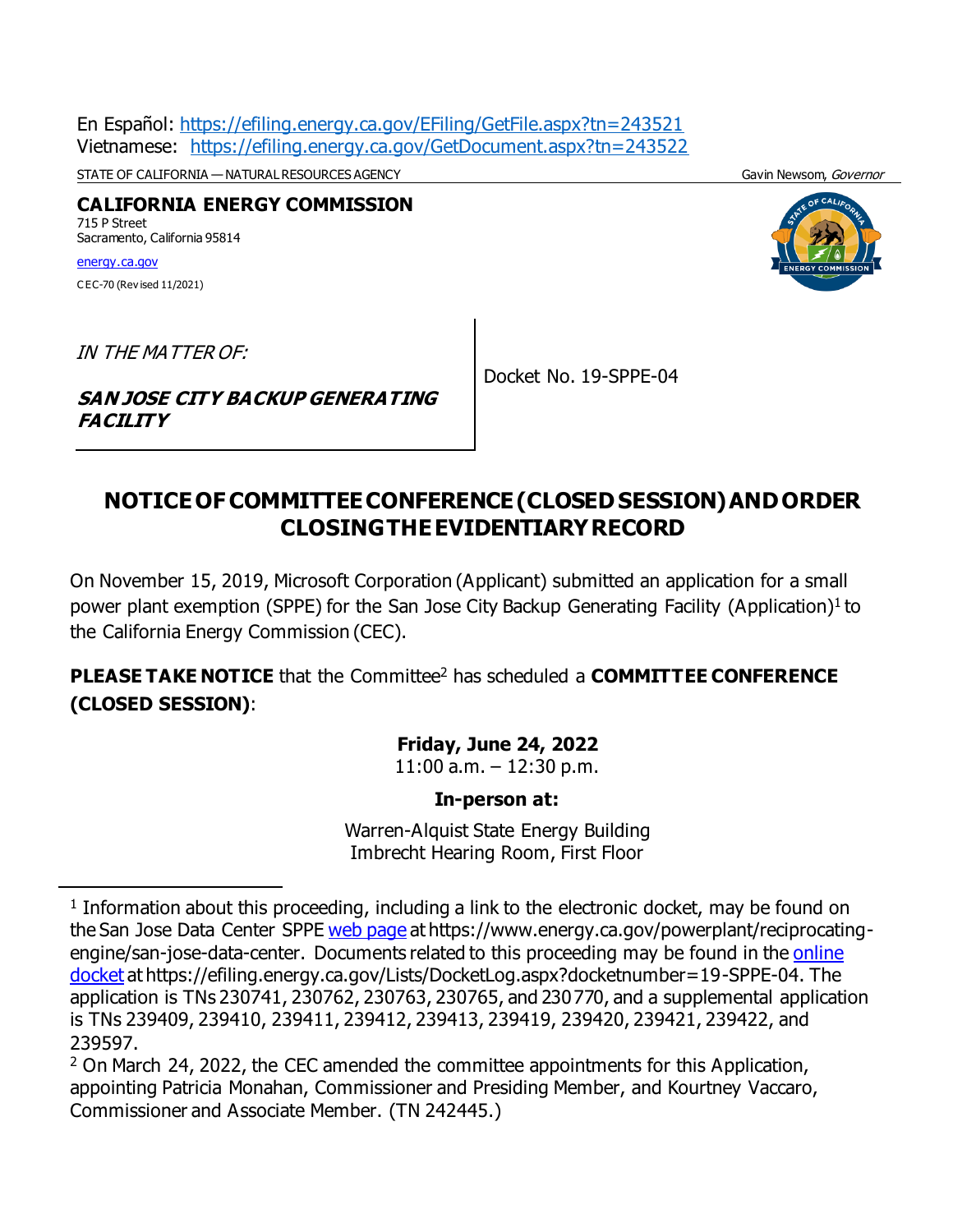En Español: [https://efiling.energy.ca.gov/EFiling/GetFile.aspx?tn=243521](https://efiling.energy.ca.gov/EFiling/GetFile.aspx?tn=243521)
Vietnamese: [https://efiling.energy.ca.gov/GetDocument.aspx?tn=243522](https://efiling.energy.ca.gov/GetDocument.aspx?tn=243522)

STATE OF CALIFORNIA — NATURAL RESOURCES AGENCY Gavin Newsom, *Governor*

**CALIFORNIA ENERGY COMMISSION**
715 P Street
Sacramento, California 95814
[energy.ca.gov](energy.ca.gov)
CEC-70 (Revised 11/2021)

| *IN THE MATTER OF:* ***SAN JOSE CITY BACKUP GENERATING FACILITY*** | Docket No. 19-SPPE-04 |
|---|---|

# NOTICE OF COMMITTEE CONFERENCE (CLOSED SESSION) AND ORDER CLOSING THE EVIDENTIARY RECORD

On November 15, 2019, Microsoft Corporation (Applicant) submitted an application for a small power plant exemption (SPPE) for the San Jose City Backup Generating Facility (Application)[1] to the California Energy Commission (CEC).

**PLEASE TAKE NOTICE** that the Committee[2] has scheduled a **COMMITTEE CONFERENCE (CLOSED SESSION)**:

**Friday, June 24, 2022**
11:00 a.m. – 12:30 p.m.

**In-person at:**

Warren-Alquist State Energy Building
Imbrecht Hearing Room, First Floor

---

[1] Information about this proceeding, including a link to the electronic docket, may be found on the San Jose Data Center SPPE [web page](https://www.energy.ca.gov/powerplant/reciprocating-engine/san-jose-data-center) at https://www.energy.ca.gov/powerplant/reciprocating-engine/san-jose-data-center. Documents related to this proceeding may be found in the [online docket](https://efiling.energy.ca.gov/Lists/DocketLog.aspx?docketnumber=19-SPPE-04) at https://efiling.energy.ca.gov/Lists/DocketLog.aspx?docketnumber=19-SPPE-04. The application is TNs 230741, 230762, 230763, 230765, and 230770, and a supplemental application is TNs 239409, 239410, 239411, 239412, 239413, 239419, 239420, 239421, 239422, and 239597.

[2] On March 24, 2022, the CEC amended the committee appointments for this Application, appointing Patricia Monahan, Commissioner and Presiding Member, and Kourtney Vaccaro, Commissioner and Associate Member. (TN 242445.)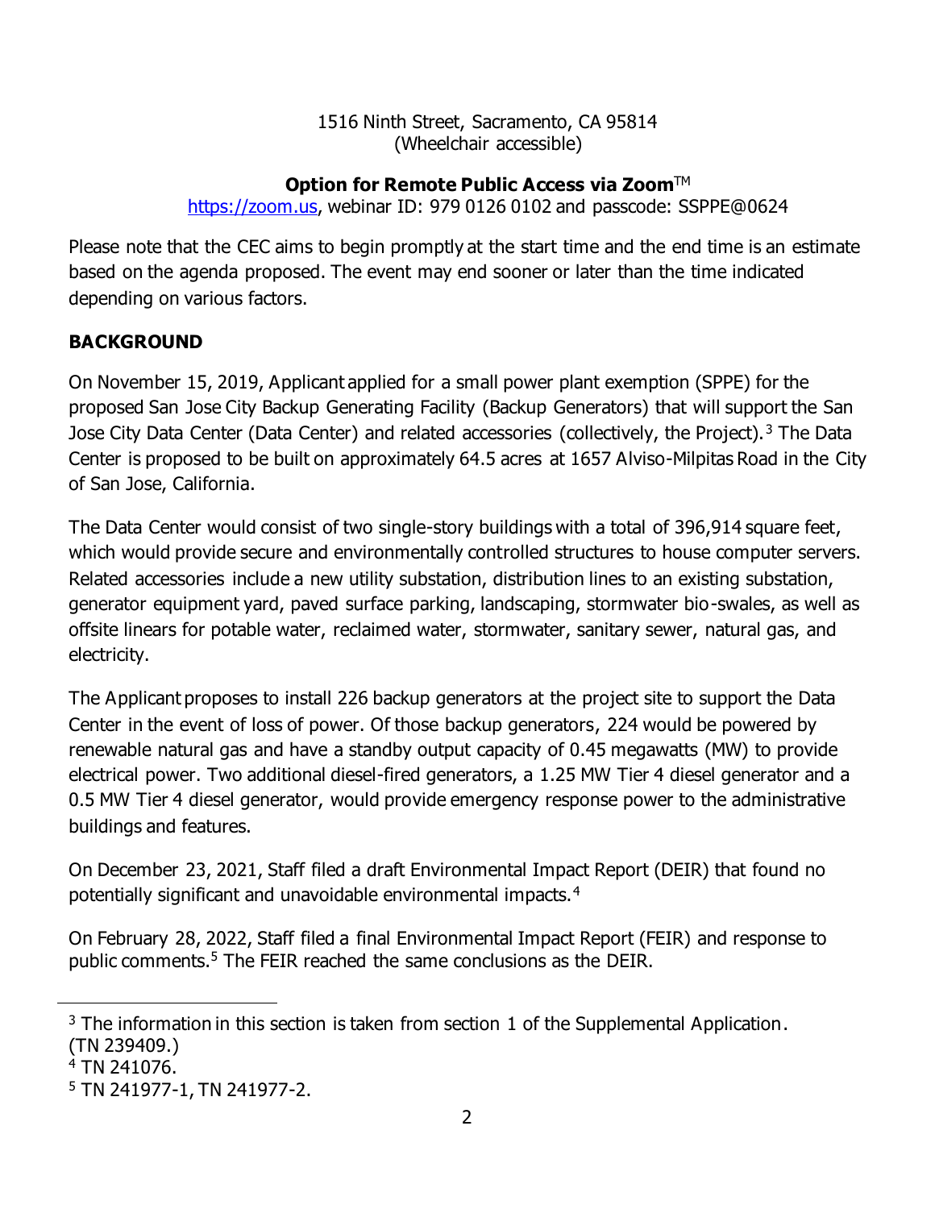1516 Ninth Street, Sacramento, CA 95814
(Wheelchair accessible)

**Option for Remote Public Access via Zoom**™
https://zoom.us, webinar ID: 979 0126 0102 and passcode: SSPPE@0624

Please note that the CEC aims to begin promptly at the start time and the end time is an estimate based on the agenda proposed. The event may end sooner or later than the time indicated depending on various factors.

## BACKGROUND

On November 15, 2019, Applicant applied for a small power plant exemption (SPPE) for the proposed San Jose City Backup Generating Facility (Backup Generators) that will support the San Jose City Data Center (Data Center) and related accessories (collectively, the Project).[3] The Data Center is proposed to be built on approximately 64.5 acres at 1657 Alviso-Milpitas Road in the City of San Jose, California.

The Data Center would consist of two single-story buildings with a total of 396,914 square feet, which would provide secure and environmentally controlled structures to house computer servers. Related accessories include a new utility substation, distribution lines to an existing substation, generator equipment yard, paved surface parking, landscaping, stormwater bio-swales, as well as offsite linears for potable water, reclaimed water, stormwater, sanitary sewer, natural gas, and electricity.

The Applicant proposes to install 226 backup generators at the project site to support the Data Center in the event of loss of power. Of those backup generators, 224 would be powered by renewable natural gas and have a standby output capacity of 0.45 megawatts (MW) to provide electrical power. Two additional diesel-fired generators, a 1.25 MW Tier 4 diesel generator and a 0.5 MW Tier 4 diesel generator, would provide emergency response power to the administrative buildings and features.

On December 23, 2021, Staff filed a draft Environmental Impact Report (DEIR) that found no potentially significant and unavoidable environmental impacts.[4]

On February 28, 2022, Staff filed a final Environmental Impact Report (FEIR) and response to public comments.[5] The FEIR reached the same conclusions as the DEIR.

---

[3] The information in this section is taken from section 1 of the Supplemental Application. (TN 239409.)

[4] TN 241076.

[5] TN 241977-1, TN 241977-2.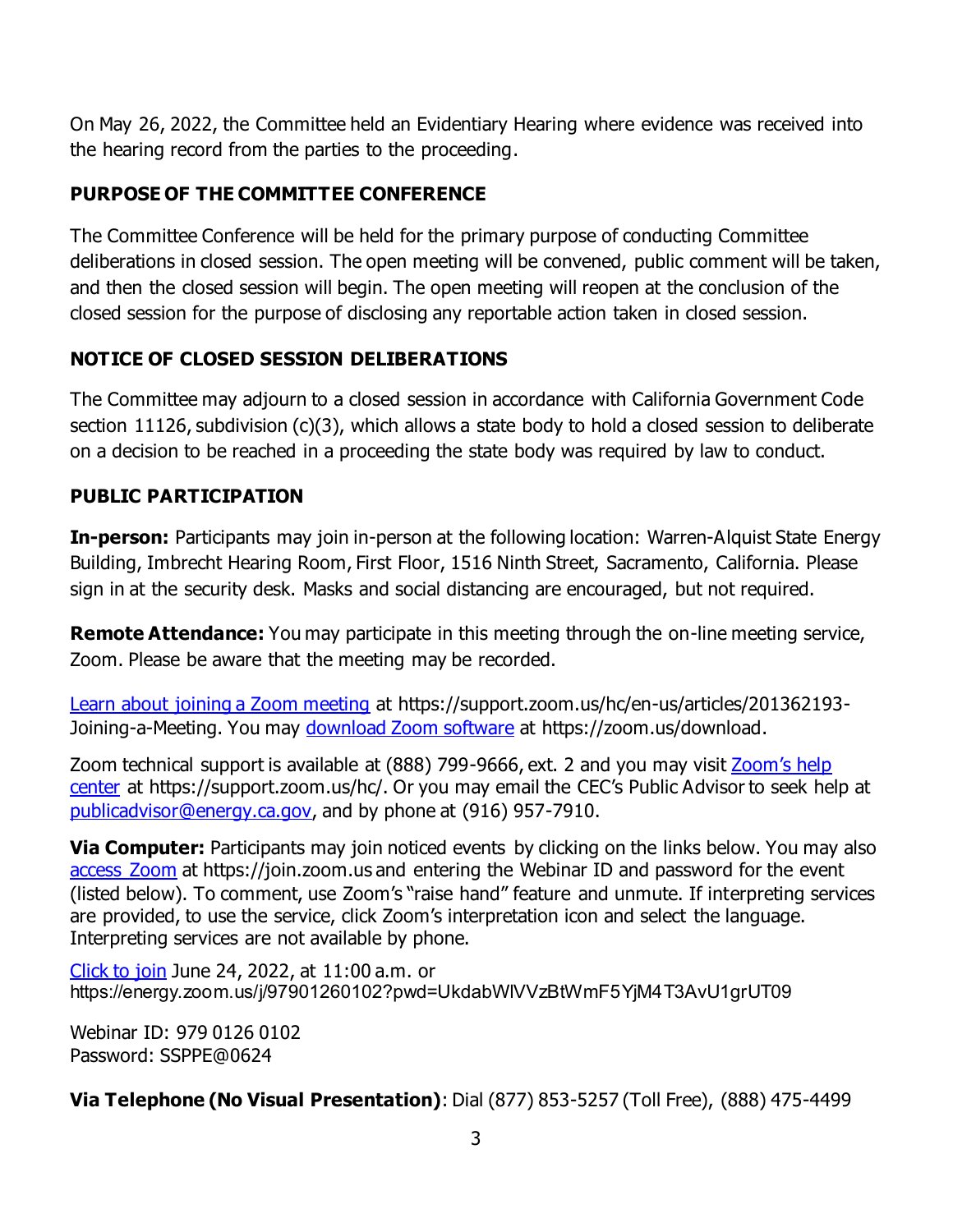On May 26, 2022, the Committee held an Evidentiary Hearing where evidence was received into the hearing record from the parties to the proceeding.

## PURPOSE OF THE COMMITTEE CONFERENCE

The Committee Conference will be held for the primary purpose of conducting Committee deliberations in closed session. The open meeting will be convened, public comment will be taken, and then the closed session will begin. The open meeting will reopen at the conclusion of the closed session for the purpose of disclosing any reportable action taken in closed session.

## NOTICE OF CLOSED SESSION DELIBERATIONS

The Committee may adjourn to a closed session in accordance with California Government Code section 11126, subdivision (c)(3), which allows a state body to hold a closed session to deliberate on a decision to be reached in a proceeding the state body was required by law to conduct.

## PUBLIC PARTICIPATION

**In-person:** Participants may join in-person at the following location: Warren-Alquist State Energy Building, Imbrecht Hearing Room, First Floor, 1516 Ninth Street, Sacramento, California. Please sign in at the security desk. Masks and social distancing are encouraged, but not required.

**Remote Attendance:** You may participate in this meeting through the on-line meeting service, Zoom. Please be aware that the meeting may be recorded.

Learn about joining a Zoom meeting at https://support.zoom.us/hc/en-us/articles/201362193-Joining-a-Meeting. You may download Zoom software at https://zoom.us/download.

Zoom technical support is available at (888) 799-9666, ext. 2 and you may visit Zoom's help center at https://support.zoom.us/hc/. Or you may email the CEC's Public Advisor to seek help at publicadvisor@energy.ca.gov, and by phone at (916) 957-7910.

**Via Computer:** Participants may join noticed events by clicking on the links below. You may also access Zoom at https://join.zoom.us and entering the Webinar ID and password for the event (listed below). To comment, use Zoom's "raise hand" feature and unmute. If interpreting services are provided, to use the service, click Zoom's interpretation icon and select the language. Interpreting services are not available by phone.

Click to join June 24, 2022, at 11:00 a.m. or
https://energy.zoom.us/j/97901260102?pwd=UkdabWlVVzBtWmF5YjM4T3AvU1grUT09

Webinar ID: 979 0126 0102
Password: SSPPE@0624

**Via Telephone (No Visual Presentation)**: Dial (877) 853-5257 (Toll Free), (888) 475-4499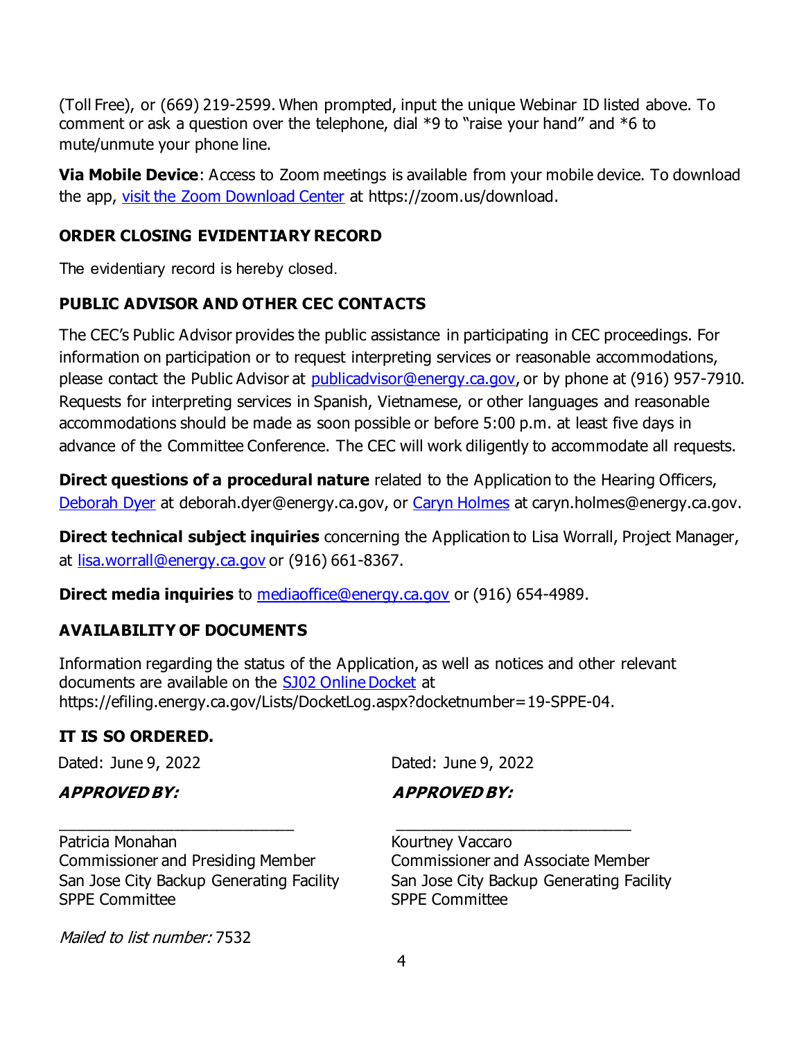(Toll Free), or (669) 219-2599. When prompted, input the unique Webinar ID listed above. To comment or ask a question over the telephone, dial *9 to "raise your hand" and *6 to mute/unmute your phone line.

**Via Mobile Device**: Access to Zoom meetings is available from your mobile device. To download the app, [visit the Zoom Download Center](https://zoom.us/download) at https://zoom.us/download.

### ORDER CLOSING EVIDENTIARY RECORD

The evidentiary record is hereby closed.

### PUBLIC ADVISOR AND OTHER CEC CONTACTS

The CEC's Public Advisor provides the public assistance in participating in CEC proceedings. For information on participation or to request interpreting services or reasonable accommodations, please contact the Public Advisor at [publicadvisor@energy.ca.gov](mailto:publicadvisor@energy.ca.gov), or by phone at (916) 957-7910. Requests for interpreting services in Spanish, Vietnamese, or other languages and reasonable accommodations should be made as soon possible or before 5:00 p.m. at least five days in advance of the Committee Conference. The CEC will work diligently to accommodate all requests.

**Direct questions of a procedural nature** related to the Application to the Hearing Officers, [Deborah Dyer](mailto:deborah.dyer@energy.ca.gov) at deborah.dyer@energy.ca.gov, or [Caryn Holmes](mailto:caryn.holmes@energy.ca.gov) at caryn.holmes@energy.ca.gov.

**Direct technical subject inquiries** concerning the Application to Lisa Worrall, Project Manager, at [lisa.worrall@energy.ca.gov](mailto:lisa.worrall@energy.ca.gov) or (916) 661-8367.

**Direct media inquiries** to [mediaoffice@energy.ca.gov](mailto:mediaoffice@energy.ca.gov) or (916) 654-4989.

### AVAILABILITY OF DOCUMENTS

Information regarding the status of the Application, as well as notices and other relevant documents are available on the [SJ02 Online Docket](https://efiling.energy.ca.gov/Lists/DocketLog.aspx?docketnumber=19-SPPE-04) at https://efiling.energy.ca.gov/Lists/DocketLog.aspx?docketnumber=19-SPPE-04.

**IT IS SO ORDERED.**

Dated: June 9, 2022

***APPROVED BY:***

\_\_\_\_\_\_\_\_\_\_\_\_\_\_\_\_\_\_\_\_\_\_\_\_\_\_\_\_

Patricia Monahan
Commissioner and Presiding Member
San Jose City Backup Generating Facility
SPPE Committee

Dated: June 9, 2022

***APPROVED BY:***

\_\_\_\_\_\_\_\_\_\_\_\_\_\_\_\_\_\_\_\_\_\_\_\_\_\_\_\_

Kourtney Vaccaro
Commissioner and Associate Member
San Jose City Backup Generating Facility
SPPE Committee

*Mailed to list number:* 7532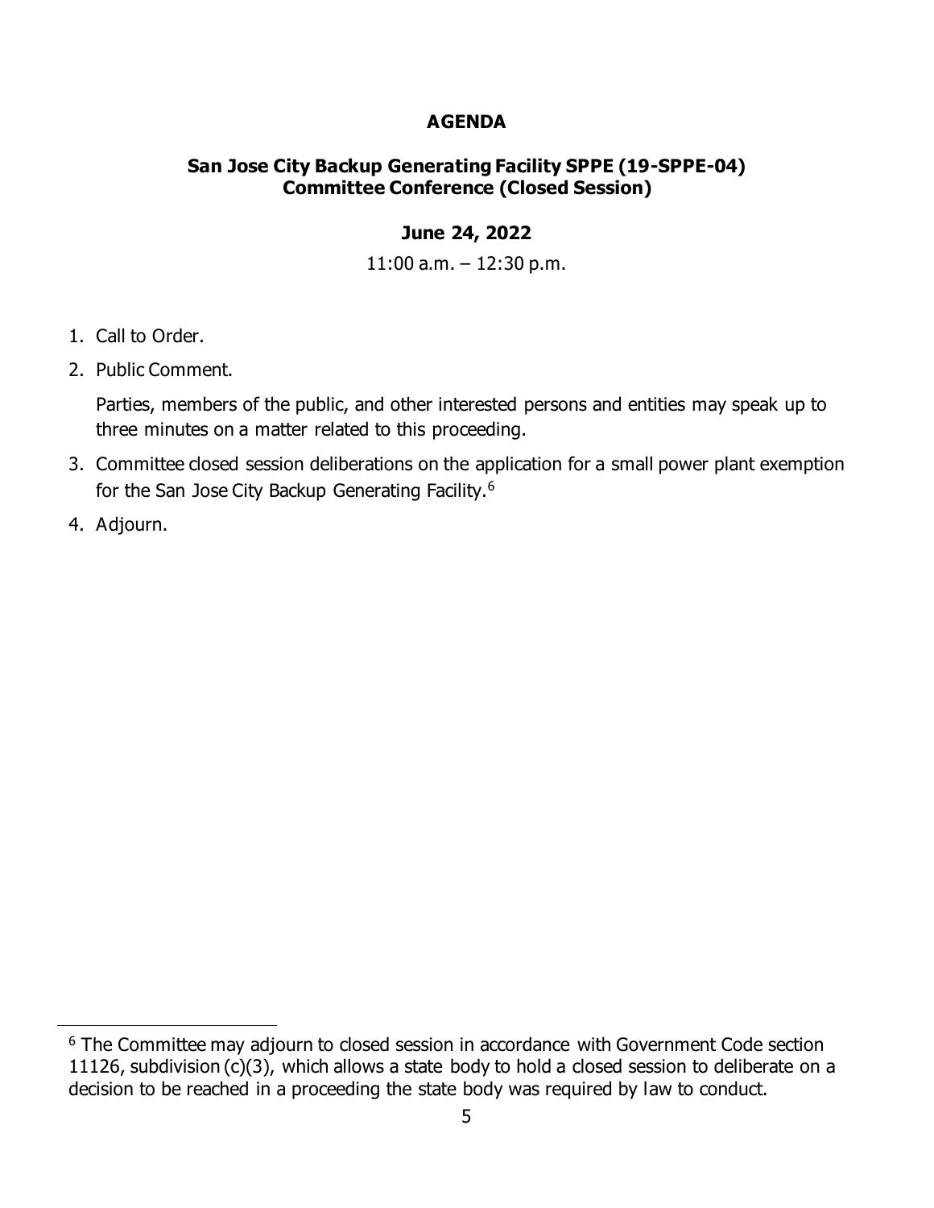**AGENDA**

**San Jose City Backup Generating Facility SPPE (19-SPPE-04) Committee Conference (Closed Session)**

**June 24, 2022**

11:00 a.m. – 12:30 p.m.

1. Call to Order.
2. Public Comment.

   Parties, members of the public, and other interested persons and entities may speak up to three minutes on a matter related to this proceeding.
3. Committee closed session deliberations on the application for a small power plant exemption for the San Jose City Backup Generating Facility.[6]
4. Adjourn.

---

[6] The Committee may adjourn to closed session in accordance with Government Code section 11126, subdivision (c)(3), which allows a state body to hold a closed session to deliberate on a decision to be reached in a proceeding the state body was required by law to conduct.